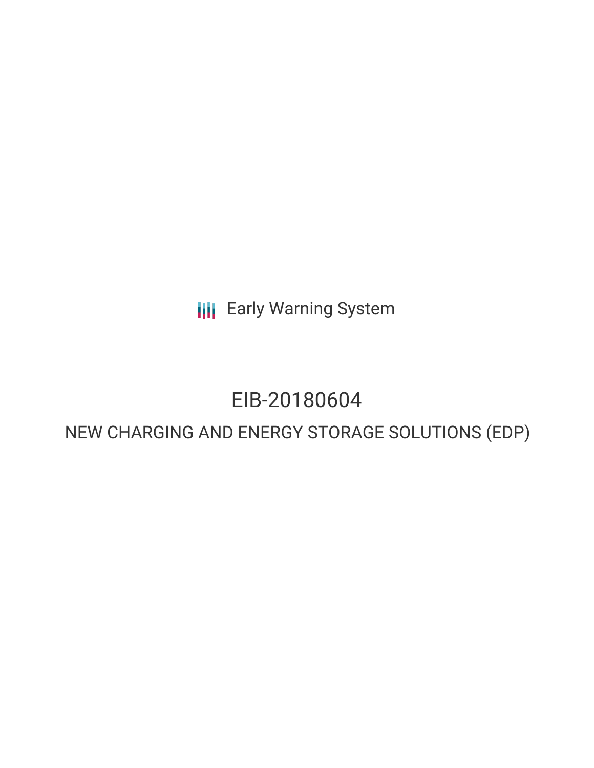Early Warning System

# EIB-20180604

## NEW CHARGING AND ENERGY STORAGE SOLUTIONS (EDP)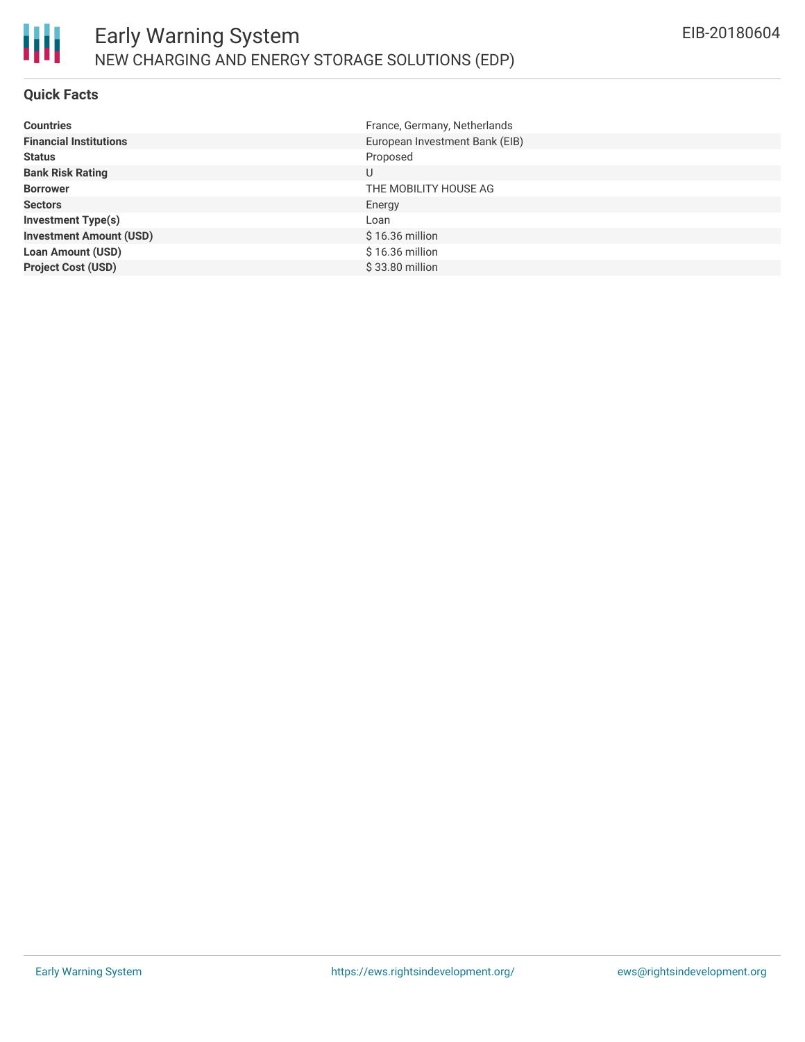## Quick Facts

| | |
|---|---|
| **Countries** | France, Germany, Netherlands |
| **Financial Institutions** | European Investment Bank (EIB) |
| **Status** | Proposed |
| **Bank Risk Rating** | U |
| **Borrower** | THE MOBILITY HOUSE AG |
| **Sectors** | Energy |
| **Investment Type(s)** | Loan |
| **Investment Amount (USD)** | $ 16.36 million |
| **Loan Amount (USD)** | $ 16.36 million |
| **Project Cost (USD)** | $ 33.80 million |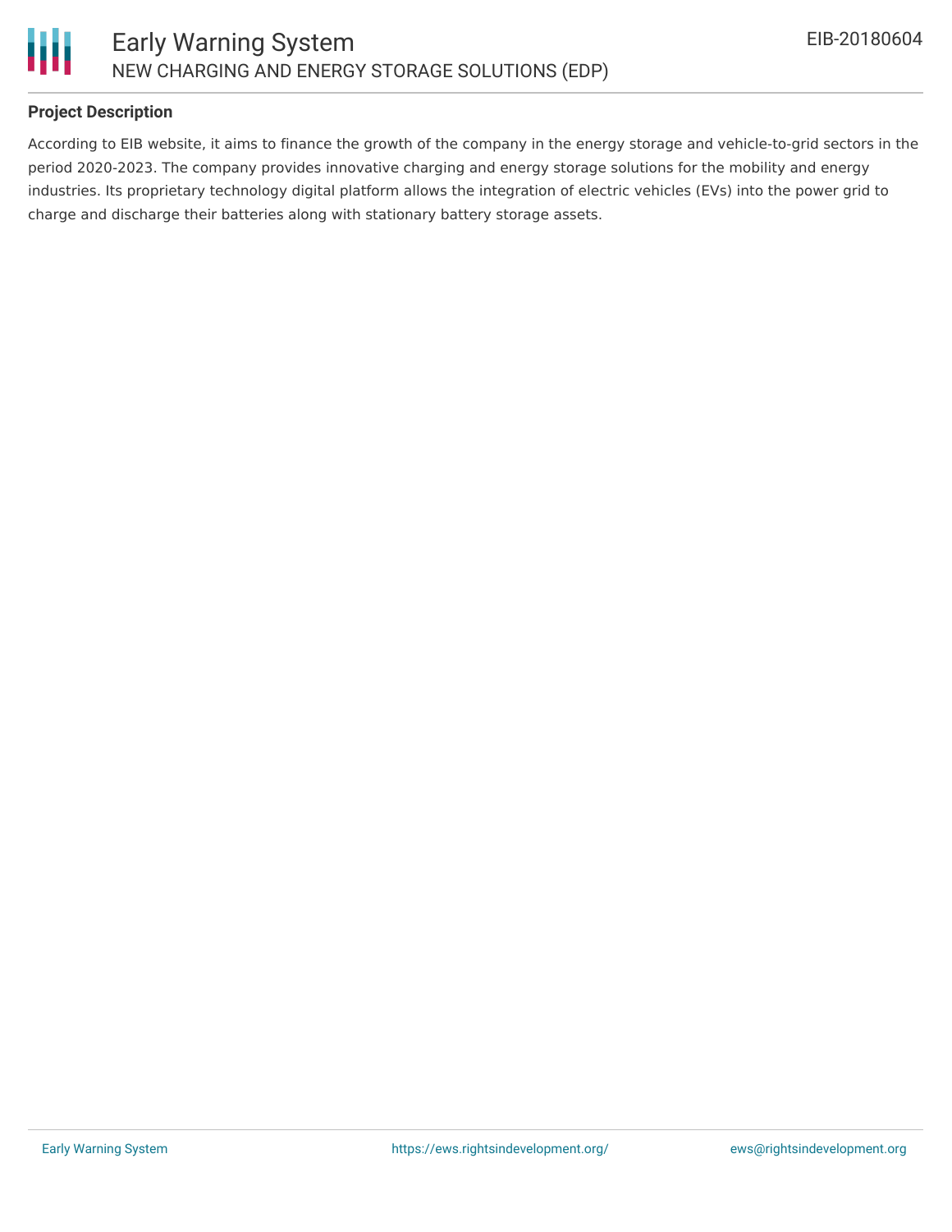### Project Description

According to EIB website, it aims to finance the growth of the company in the energy storage and vehicle-to-grid sectors in the period 2020-2023. The company provides innovative charging and energy storage solutions for the mobility and energy industries. Its proprietary technology digital platform allows the integration of electric vehicles (EVs) into the power grid to charge and discharge their batteries along with stationary battery storage assets.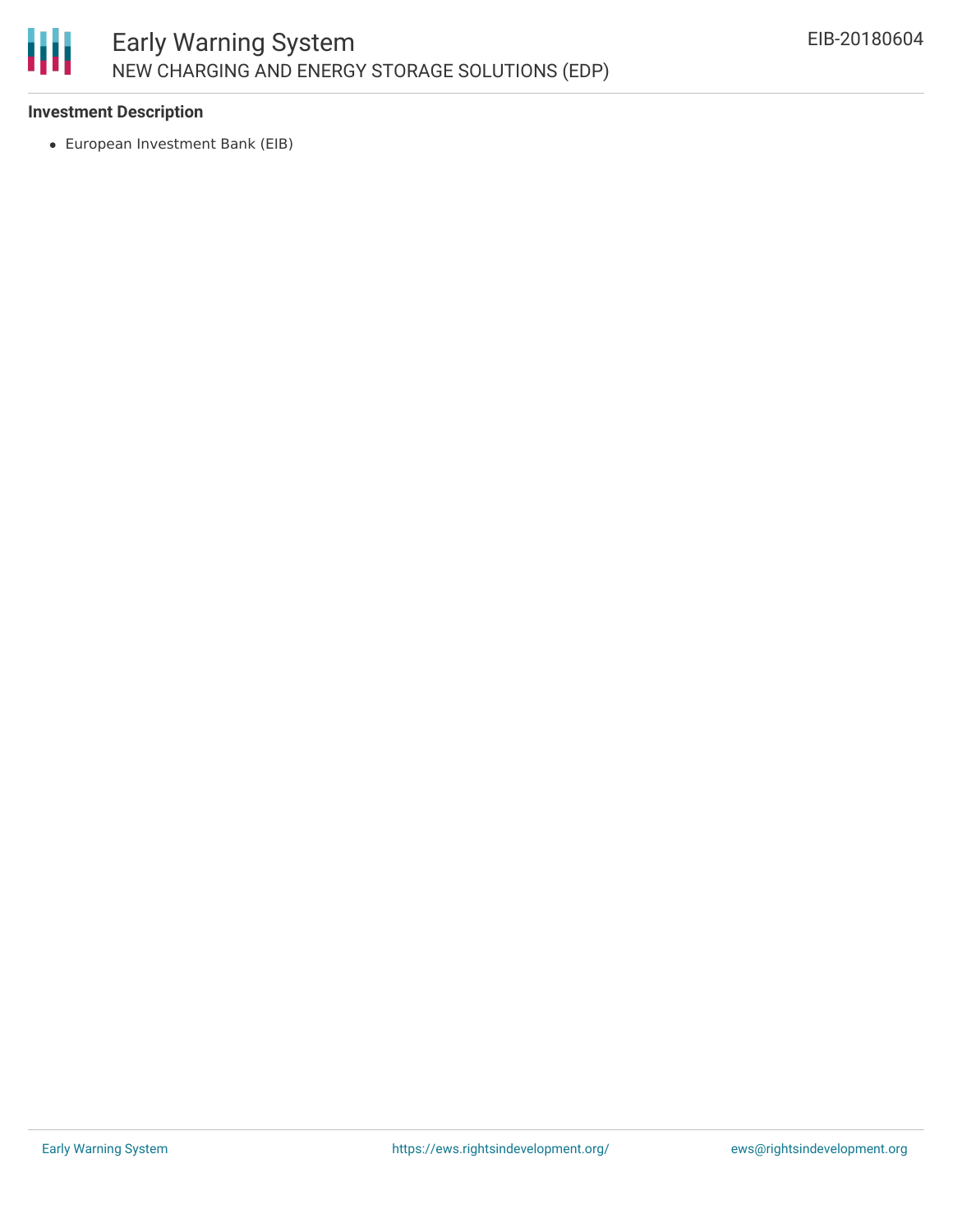### Investment Description

- European Investment Bank (EIB)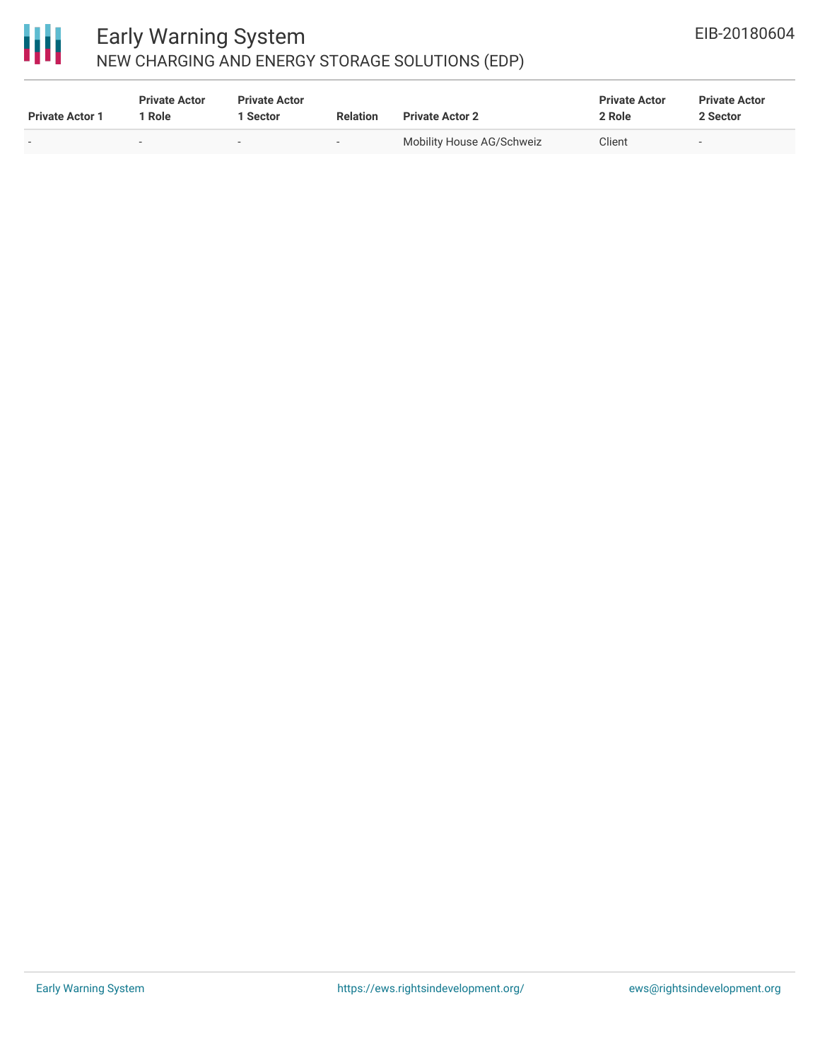| Private Actor 1 | Private Actor 1 Role | Private Actor 1 Sector | Relation | Private Actor 2 | Private Actor 2 Role | Private Actor 2 Sector |
|---|---|---|---|---|---|---|
| - | - | - | - | Mobility House AG/Schweiz | Client | - |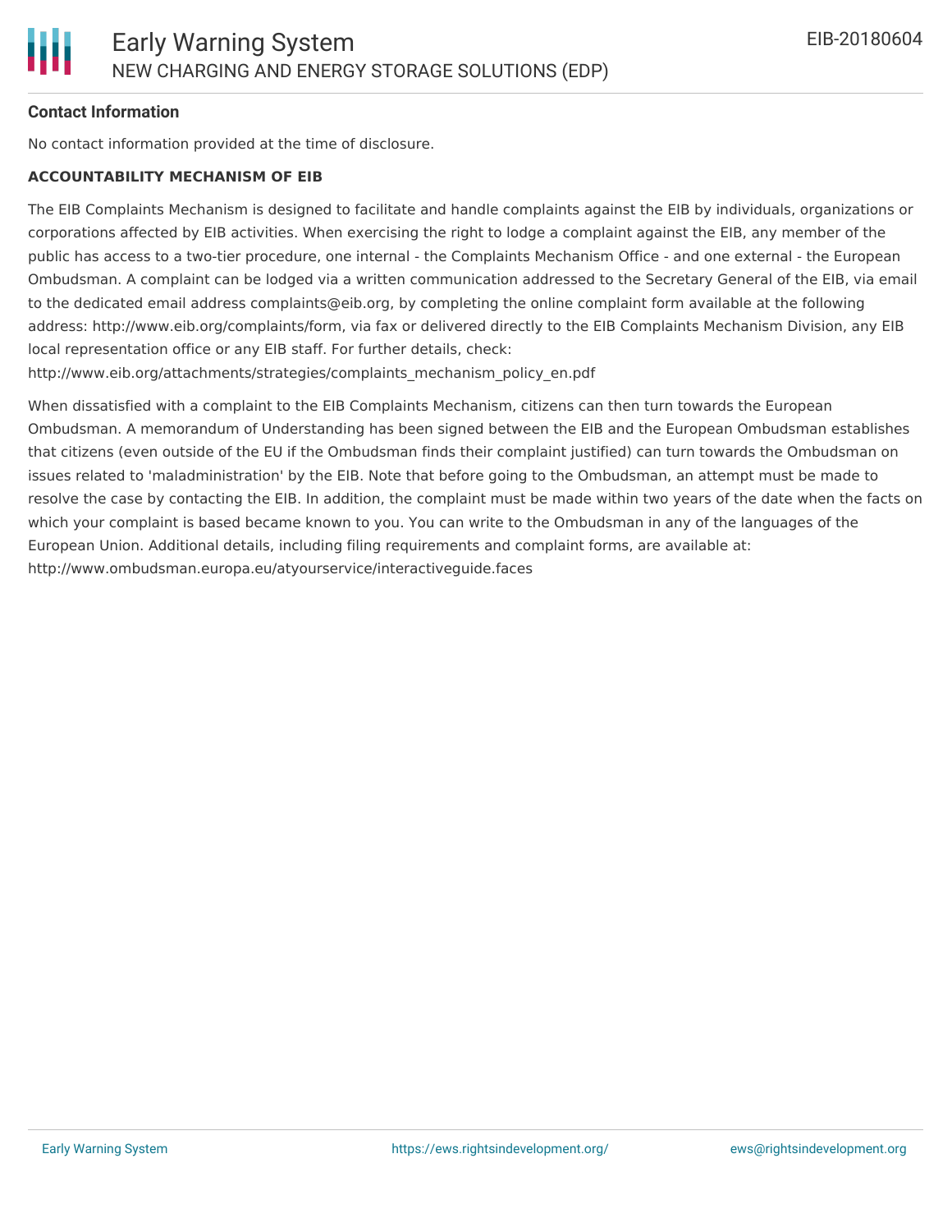**Contact Information**

No contact information provided at the time of disclosure.

**ACCOUNTABILITY MECHANISM OF EIB**

The EIB Complaints Mechanism is designed to facilitate and handle complaints against the EIB by individuals, organizations or corporations affected by EIB activities. When exercising the right to lodge a complaint against the EIB, any member of the public has access to a two-tier procedure, one internal - the Complaints Mechanism Office - and one external - the European Ombudsman. A complaint can be lodged via a written communication addressed to the Secretary General of the EIB, via email to the dedicated email address complaints@eib.org, by completing the online complaint form available at the following address: http://www.eib.org/complaints/form, via fax or delivered directly to the EIB Complaints Mechanism Division, any EIB local representation office or any EIB staff. For further details, check: http://www.eib.org/attachments/strategies/complaints_mechanism_policy_en.pdf

When dissatisfied with a complaint to the EIB Complaints Mechanism, citizens can then turn towards the European Ombudsman. A memorandum of Understanding has been signed between the EIB and the European Ombudsman establishes that citizens (even outside of the EU if the Ombudsman finds their complaint justified) can turn towards the Ombudsman on issues related to 'maladministration' by the EIB. Note that before going to the Ombudsman, an attempt must be made to resolve the case by contacting the EIB. In addition, the complaint must be made within two years of the date when the facts on which your complaint is based became known to you. You can write to the Ombudsman in any of the languages of the European Union. Additional details, including filing requirements and complaint forms, are available at: http://www.ombudsman.europa.eu/atyourservice/interactiveguide.faces